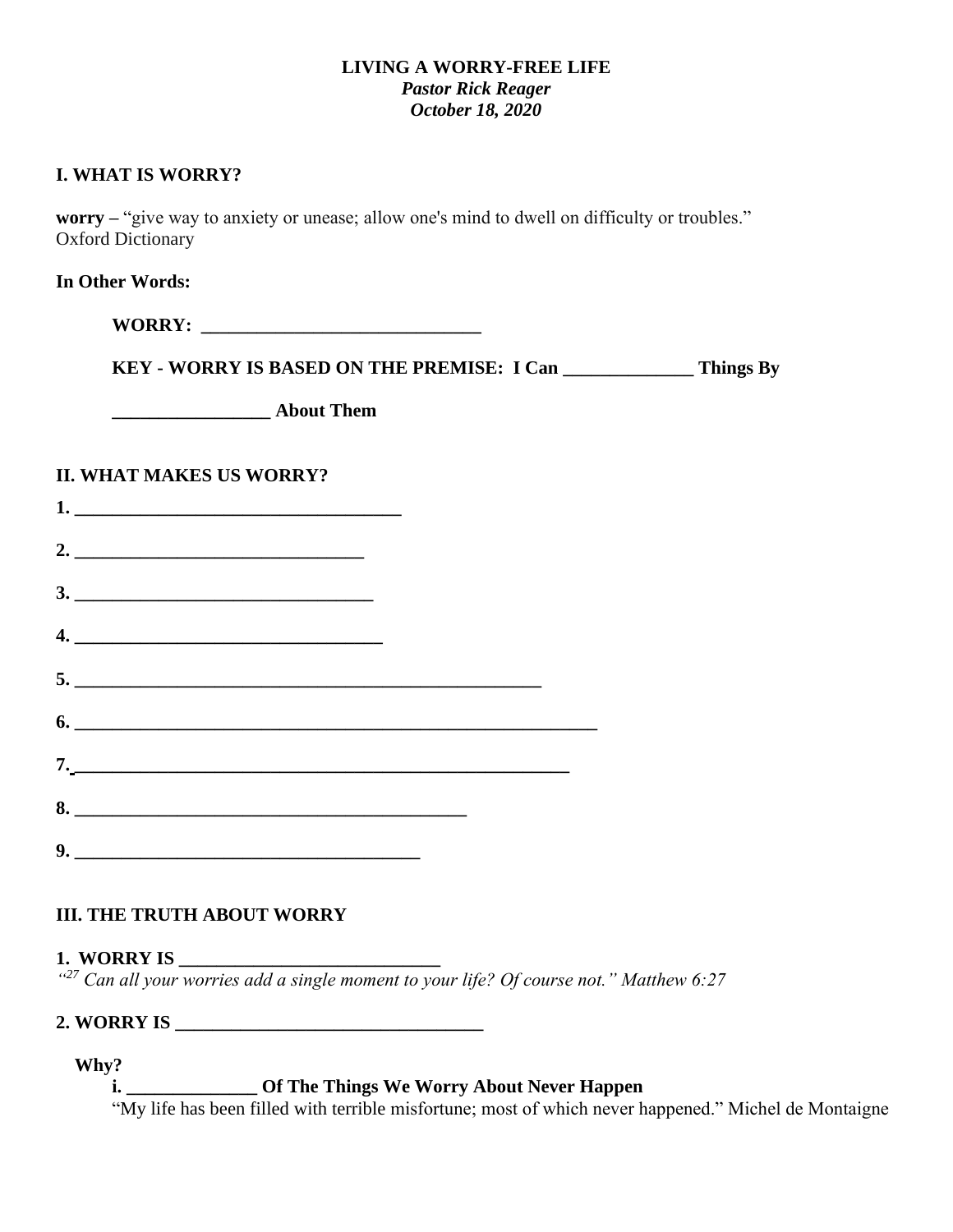**LIVING A WORRY-FREE LIFE**
***Pastor Rick Reager***
***October 18, 2020***

## I. WHAT IS WORRY?

**worry –** "give way to anxiety or unease; allow one's mind to dwell on difficulty or troubles." Oxford Dictionary

**In Other Words:**

**WORRY: ______________________________**

**KEY - WORRY IS BASED ON THE PREMISE: I Can ______________ Things By _________________ About Them**

## II. WHAT MAKES US WORRY?

**1. ____________________________________**

**2. _______________________________**

**3. ________________________________**

**4. _________________________________**

**5. _________________________________________________**

**6. ________________________________________________________**

**7. _____________________________________________________**

**8. __________________________________________**

**9. _____________________________________**

## III. THE TRUTH ABOUT WORRY

**1. WORRY IS ____________________________**

*"[27] Can all your worries add a single moment to your life? Of course not." Matthew 6:27*

**2. WORRY IS _________________________________**

**Why?**

**i. ______________ Of The Things We Worry About Never Happen**

"My life has been filled with terrible misfortune; most of which never happened." Michel de Montaigne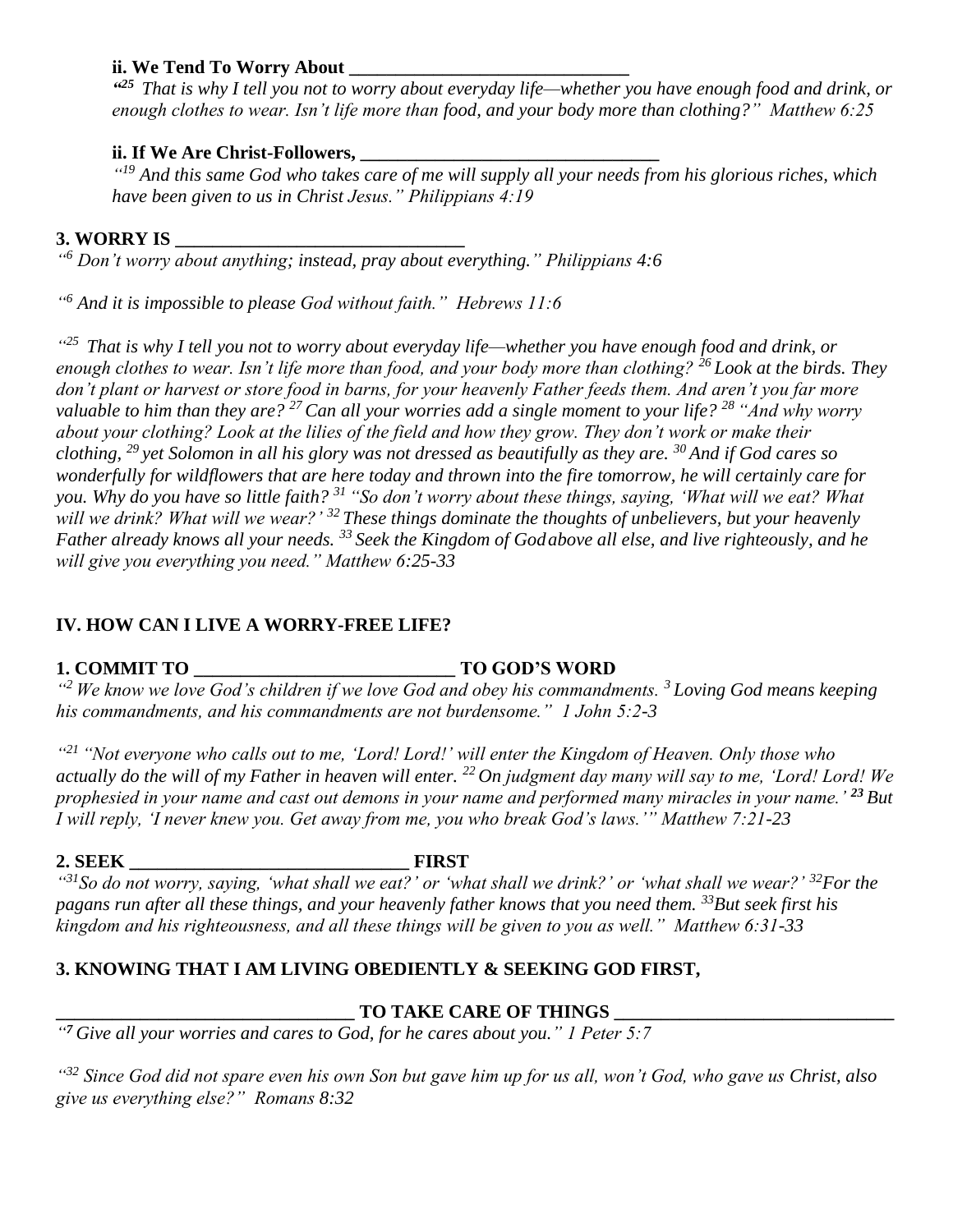**ii. We Tend To Worry About ______________________________**

*"[25] That is why I tell you not to worry about everyday life—whether you have enough food and drink, or enough clothes to wear. Isn't life more than food, and your body more than clothing?" Matthew 6:25*

**ii. If We Are Christ-Followers, ________________________________**

*"[19] And this same God who takes care of me will supply all your needs from his glorious riches, which have been given to us in Christ Jesus." Philippians 4:19*

**3. WORRY IS _______________________________**

*"[6] Don't worry about anything; instead, pray about everything." Philippians 4:6*

*"[6] And it is impossible to please God without faith." Hebrews 11:6*

*"[25] That is why I tell you not to worry about everyday life—whether you have enough food and drink, or enough clothes to wear. Isn't life more than food, and your body more than clothing? [26] Look at the birds. They don't plant or harvest or store food in barns, for your heavenly Father feeds them. And aren't you far more valuable to him than they are? [27] Can all your worries add a single moment to your life? [28] "And why worry about your clothing? Look at the lilies of the field and how they grow. They don't work or make their clothing, [29] yet Solomon in all his glory was not dressed as beautifully as they are. [30] And if God cares so wonderfully for wildflowers that are here today and thrown into the fire tomorrow, he will certainly care for you. Why do you have so little faith? [31] "So don't worry about these things, saying, 'What will we eat? What will we drink? What will we wear?' [32] These things dominate the thoughts of unbelievers, but your heavenly Father already knows all your needs. [33] Seek the Kingdom of God above all else, and live righteously, and he will give you everything you need." Matthew 6:25-33*

## IV. HOW CAN I LIVE A WORRY-FREE LIFE?

**1. COMMIT TO ____________________________ TO GOD'S WORD**

*"[2] We know we love God's children if we love God and obey his commandments. [3] Loving God means keeping his commandments, and his commandments are not burdensome." 1 John 5:2-3*

*"[21] "Not everyone who calls out to me, 'Lord! Lord!' will enter the Kingdom of Heaven. Only those who actually do the will of my Father in heaven will enter. [22] On judgment day many will say to me, 'Lord! Lord! We prophesied in your name and cast out demons in your name and performed many miracles in your name.' [23] But I will reply, 'I never knew you. Get away from me, you who break God's laws.'" Matthew 7:21-23*

**2. SEEK ______________________________ FIRST**

*"[31] So do not worry, saying, 'what shall we eat?' or 'what shall we drink?' or 'what shall we wear?' [32] For the pagans run after all these things, and your heavenly father knows that you need them. [33] But seek first his kingdom and his righteousness, and all these things will be given to you as well." Matthew 6:31-33*

**3. KNOWING THAT I AM LIVING OBEDIENTLY & SEEKING GOD FIRST,**

**_______________________________ TO TAKE CARE OF THINGS ______________________________**

*"[7] Give all your worries and cares to God, for he cares about you." 1 Peter 5:7*

*"[32] Since God did not spare even his own Son but gave him up for us all, won't God, who gave us Christ, also give us everything else?" Romans 8:32*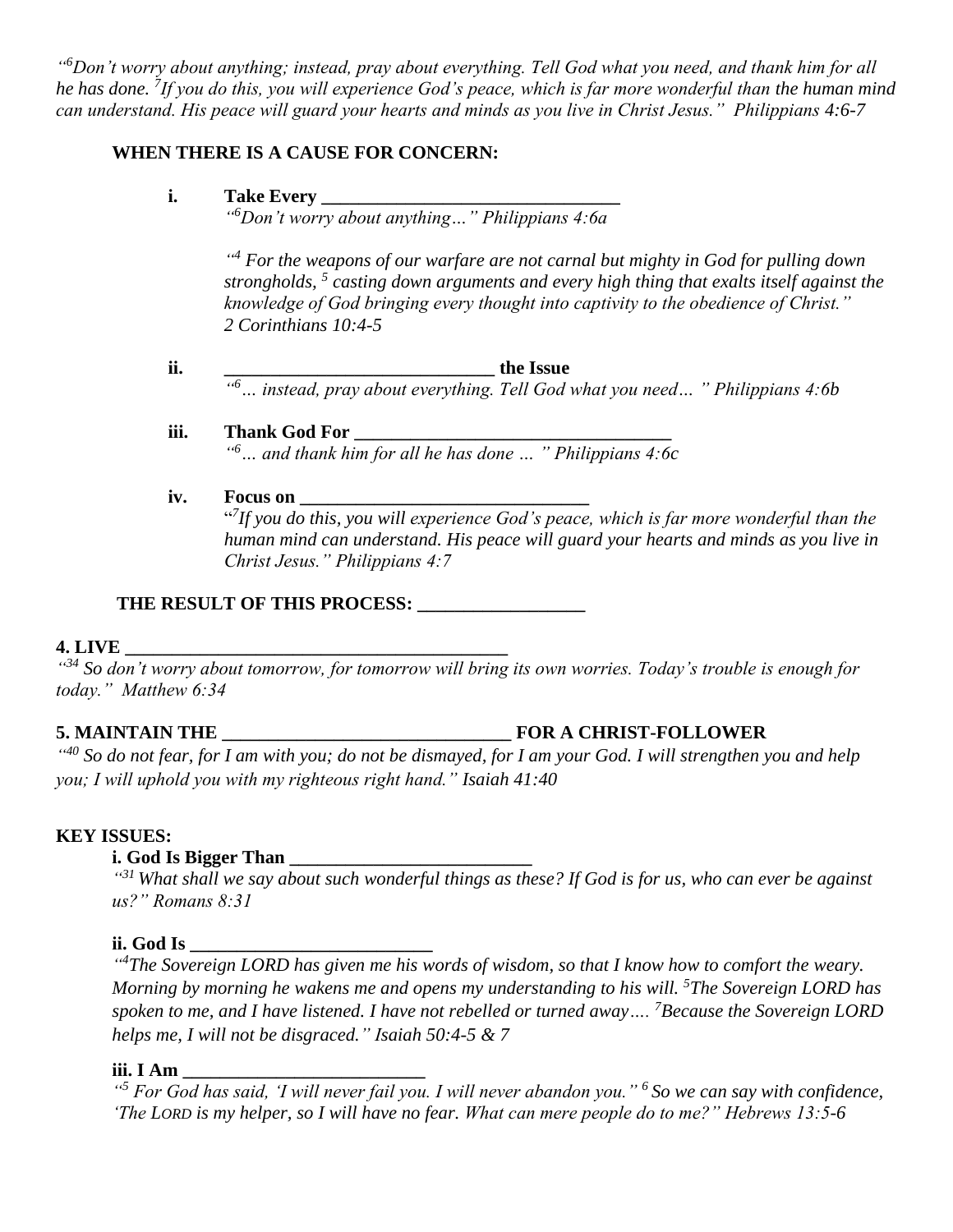*"[6]Don't worry about anything; instead, pray about everything. Tell God what you need, and thank him for all he has done. [7]If you do this, you will experience God's peace, which is far more wonderful than the human mind can understand. His peace will guard your hearts and minds as you live in Christ Jesus." Philippians 4:6-7*

**WHEN THERE IS A CAUSE FOR CONCERN:**

**i. Take Every ________________________________**
*"[6]Don't worry about anything…" Philippians 4:6a*

*"[4] For the weapons of our warfare are not carnal but mighty in God for pulling down strongholds, [5] casting down arguments and every high thing that exalts itself against the knowledge of God bringing every thought into captivity to the obedience of Christ." 2 Corinthians 10:4-5*

**ii. _____________________________ the Issue**
*"[6]… instead, pray about everything. Tell God what you need… " Philippians 4:6b*

**iii. Thank God For __________________________________**
*"[6]… and thank him for all he has done … " Philippians 4:6c*

**iv. Focus on ______________________________**
*"[7]If you do this, you will experience God's peace, which is far more wonderful than the human mind can understand. His peace will guard your hearts and minds as you live in Christ Jesus." Philippians 4:7*

**THE RESULT OF THIS PROCESS: _________________**

**4. LIVE ________________________________________**
*"[34] So don't worry about tomorrow, for tomorrow will bring its own worries. Today's trouble is enough for today." Matthew 6:34*

**5. MAINTAIN THE ______________________________ FOR A CHRIST-FOLLOWER**
*"[40] So do not fear, for I am with you; do not be dismayed, for I am your God. I will strengthen you and help you; I will uphold you with my righteous right hand." Isaiah 41:40*

**KEY ISSUES:**

**i. God Is Bigger Than __________________________**
*"[31] What shall we say about such wonderful things as these? If God is for us, who can ever be against us?" Romans 8:31*

**ii. God Is _________________________**
*"[4]The Sovereign LORD has given me his words of wisdom, so that I know how to comfort the weary. Morning by morning he wakens me and opens my understanding to his will. [5]The Sovereign LORD has spoken to me, and I have listened. I have not rebelled or turned away…. [7]Because the Sovereign LORD helps me, I will not be disgraced." Isaiah 50:4-5 & 7*

**iii. I Am _________________________**
*"[5] For God has said, 'I will never fail you. I will never abandon you." [6] So we can say with confidence, 'The LORD is my helper, so I will have no fear. What can mere people do to me?" Hebrews 13:5-6*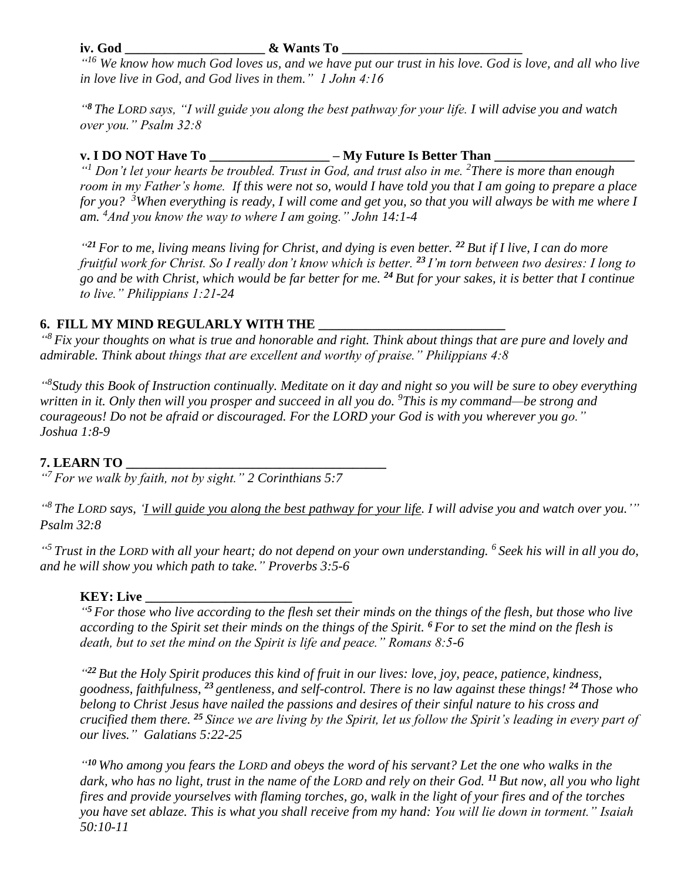**iv. God _____________________ & Wants To ___________________________**

*"[16] We know how much God loves us, and we have put our trust in his love. God is love, and all who live in love live in God, and God lives in them."  1 John 4:16*

*"[8] The LORD says, "I will guide you along the best pathway for your life. I will advise you and watch over you." Psalm 32:8*

**v. I DO NOT Have To __________________ – My Future Is Better Than _____________________**

*"[1] Don't let your hearts be troubled. Trust in God, and trust also in me. [2]There is more than enough room in my Father's home.  If this were not so, would I have told you that I am going to prepare a place for you?  [3]When everything is ready, I will come and get you, so that you will always be with me where I am. [4]And you know the way to where I am going." John 14:1-4*

*"[21] For to me, living means living for Christ, and dying is even better. [22] But if I live, I can do more fruitful work for Christ. So I really don't know which is better. [23] I'm torn between two desires: I long to go and be with Christ, which would be far better for me. [24] But for your sakes, it is better that I continue to live." Philippians 1:21-24*

**6.  FILL MY MIND REGULARLY WITH THE ___________________________**

*"[8] Fix your thoughts on what is true and honorable and right. Think about things that are pure and lovely and admirable. Think about things that are excellent and worthy of praise." Philippians 4:8*

*"[8]Study this Book of Instruction continually. Meditate on it day and night so you will be sure to obey everything written in it. Only then will you prosper and succeed in all you do. [9]This is my command—be strong and courageous! Do not be afraid or discouraged. For the LORD your God is with you wherever you go." Joshua 1:8-9*

**7. LEARN TO ______________________________________**

*"[7] For we walk by faith, not by sight." 2 Corinthians 5:7*

*"[8] The LORD says, '<u>I will guide you along the best pathway for your life</u>. I will advise you and watch over you.'" Psalm 32:8*

*"[5] Trust in the LORD with all your heart; do not depend on your own understanding. [6] Seek his will in all you do, and he will show you which path to take." Proverbs 3:5-6*

**KEY: Live ______________________________**

*"[5] For those who live according to the flesh set their minds on the things of the flesh, but those who live according to the Spirit set their minds on the things of the Spirit. [6] For to set the mind on the flesh is death, but to set the mind on the Spirit is life and peace." Romans 8:5-6*

*"[22] But the Holy Spirit produces this kind of fruit in our lives: love, joy, peace, patience, kindness, goodness, faithfulness, [23] gentleness, and self-control. There is no law against these things! [24] Those who belong to Christ Jesus have nailed the passions and desires of their sinful nature to his cross and crucified them there. [25] Since we are living by the Spirit, let us follow the Spirit's leading in every part of our lives."  Galatians 5:22-25*

*"[10] Who among you fears the LORD and obeys the word of his servant? Let the one who walks in the dark, who has no light, trust in the name of the LORD and rely on their God. [11] But now, all you who light fires and provide yourselves with flaming torches, go, walk in the light of your fires and of the torches you have set ablaze. This is what you shall receive from my hand: You will lie down in torment." Isaiah 50:10-11*